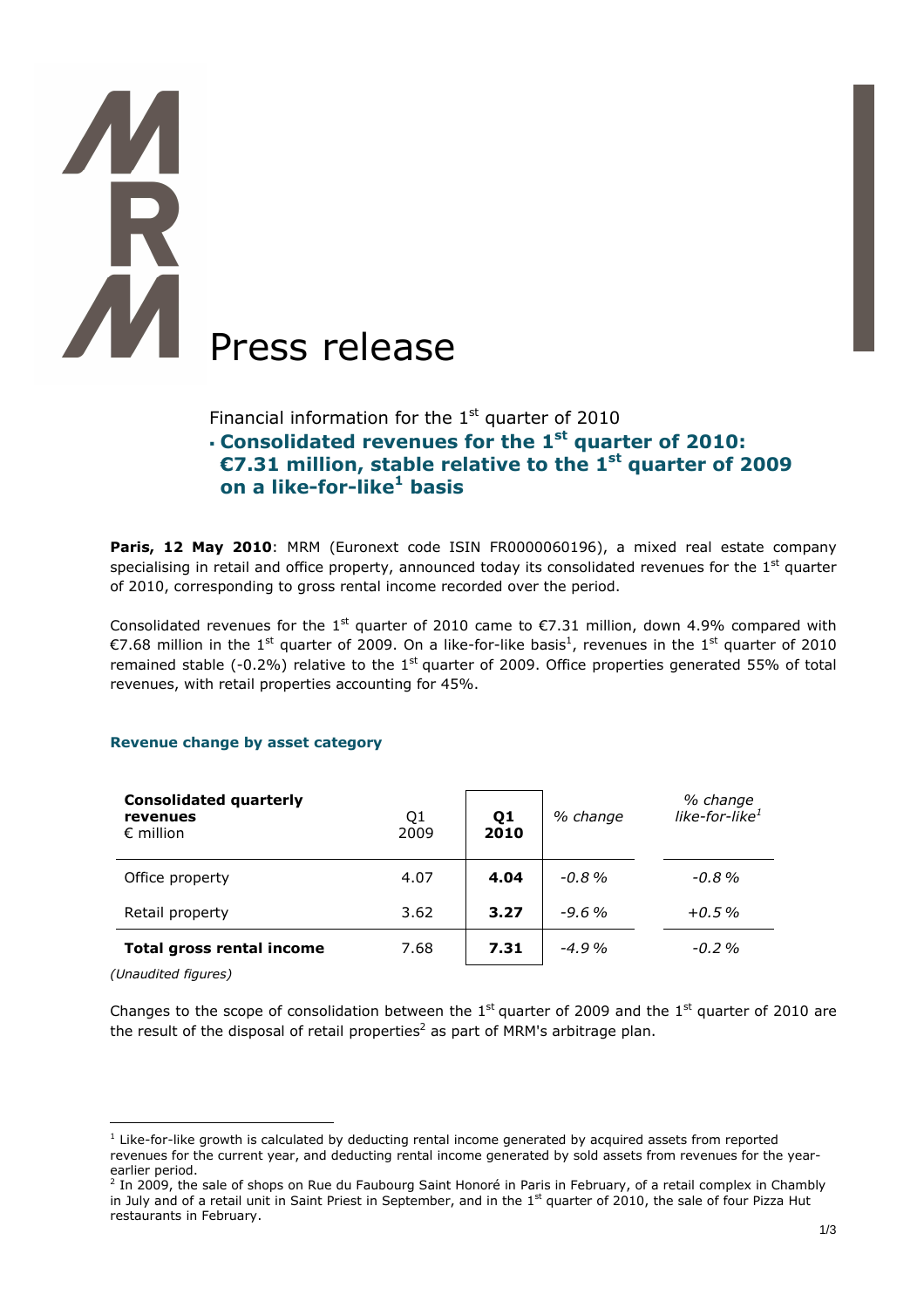# Press release

Financial information for the 1st quarter of 2010

## Consolidated revenues for the 1st quarter of 2010: €7.31 million, stable relative to the 1st quarter of 2009 on a like-for-like[1] basis

**Paris, 12 May 2010**: MRM (Euronext code ISIN FR0000060196), a mixed real estate company specialising in retail and office property, announced today its consolidated revenues for the 1st quarter of 2010, corresponding to gross rental income recorded over the period.

Consolidated revenues for the 1st quarter of 2010 came to €7.31 million, down 4.9% compared with €7.68 million in the 1st quarter of 2009. On a like-for-like basis[1], revenues in the 1st quarter of 2010 remained stable (-0.2%) relative to the 1st quarter of 2009. Office properties generated 55% of total revenues, with retail properties accounting for 45%.

### Revenue change by asset category

| **Consolidated quarterly revenues** € million | Q1 2009 | **Q1 2010** | *% change* | *% change like-for-like[1]* |
|---|---|---|---|---|
| Office property | 4.07 | **4.04** | *-0.8 %* | *-0.8 %* |
| Retail property | 3.62 | **3.27** | *-9.6 %* | *+0.5 %* |
| **Total gross rental income** | 7.68 | **7.31** | *-4.9 %* | *-0.2 %* |

*(Unaudited figures)*

Changes to the scope of consolidation between the 1st quarter of 2009 and the 1st quarter of 2010 are the result of the disposal of retail properties[2] as part of MRM's arbitrage plan.

---

[1] Like-for-like growth is calculated by deducting rental income generated by acquired assets from reported revenues for the current year, and deducting rental income generated by sold assets from revenues for the year-earlier period.

[2] In 2009, the sale of shops on Rue du Faubourg Saint Honoré in Paris in February, of a retail complex in Chambly in July and of a retail unit in Saint Priest in September, and in the 1st quarter of 2010, the sale of four Pizza Hut restaurants in February.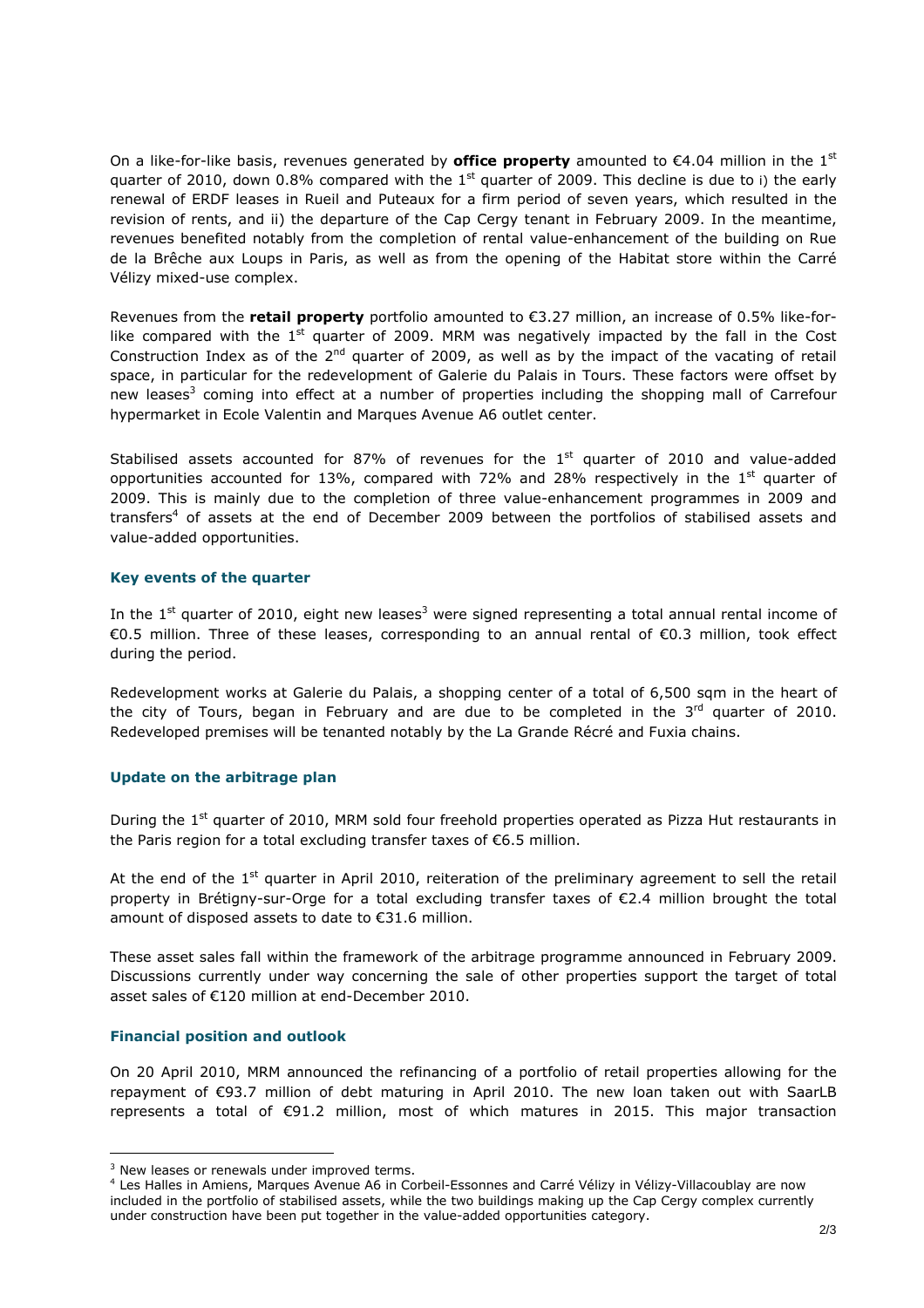On a like-for-like basis, revenues generated by **office property** amounted to €4.04 million in the 1st quarter of 2010, down 0.8% compared with the 1st quarter of 2009. This decline is due to i) the early renewal of ERDF leases in Rueil and Puteaux for a firm period of seven years, which resulted in the revision of rents, and ii) the departure of the Cap Cergy tenant in February 2009. In the meantime, revenues benefited notably from the completion of rental value-enhancement of the building on Rue de la Brêche aux Loups in Paris, as well as from the opening of the Habitat store within the Carré Vélizy mixed-use complex.

Revenues from the **retail property** portfolio amounted to €3.27 million, an increase of 0.5% like-for-like compared with the 1st quarter of 2009. MRM was negatively impacted by the fall in the Cost Construction Index as of the 2nd quarter of 2009, as well as by the impact of the vacating of retail space, in particular for the redevelopment of Galerie du Palais in Tours. These factors were offset by new leases[3] coming into effect at a number of properties including the shopping mall of Carrefour hypermarket in Ecole Valentin and Marques Avenue A6 outlet center.

Stabilised assets accounted for 87% of revenues for the 1st quarter of 2010 and value-added opportunities accounted for 13%, compared with 72% and 28% respectively in the 1st quarter of 2009. This is mainly due to the completion of three value-enhancement programmes in 2009 and transfers[4] of assets at the end of December 2009 between the portfolios of stabilised assets and value-added opportunities.

### Key events of the quarter

In the 1st quarter of 2010, eight new leases[3] were signed representing a total annual rental income of €0.5 million. Three of these leases, corresponding to an annual rental of €0.3 million, took effect during the period.

Redevelopment works at Galerie du Palais, a shopping center of a total of 6,500 sqm in the heart of the city of Tours, began in February and are due to be completed in the 3rd quarter of 2010. Redeveloped premises will be tenanted notably by the La Grande Récré and Fuxia chains.

### Update on the arbitrage plan

During the 1st quarter of 2010, MRM sold four freehold properties operated as Pizza Hut restaurants in the Paris region for a total excluding transfer taxes of €6.5 million.

At the end of the 1st quarter in April 2010, reiteration of the preliminary agreement to sell the retail property in Brétigny-sur-Orge for a total excluding transfer taxes of €2.4 million brought the total amount of disposed assets to date to €31.6 million.

These asset sales fall within the framework of the arbitrage programme announced in February 2009. Discussions currently under way concerning the sale of other properties support the target of total asset sales of €120 million at end-December 2010.

### Financial position and outlook

On 20 April 2010, MRM announced the refinancing of a portfolio of retail properties allowing for the repayment of €93.7 million of debt maturing in April 2010. The new loan taken out with SaarLB represents a total of €91.2 million, most of which matures in 2015. This major transaction

---

[3] New leases or renewals under improved terms.

[4] Les Halles in Amiens, Marques Avenue A6 in Corbeil-Essonnes and Carré Vélizy in Vélizy-Villacoublay are now included in the portfolio of stabilised assets, while the two buildings making up the Cap Cergy complex currently under construction have been put together in the value-added opportunities category.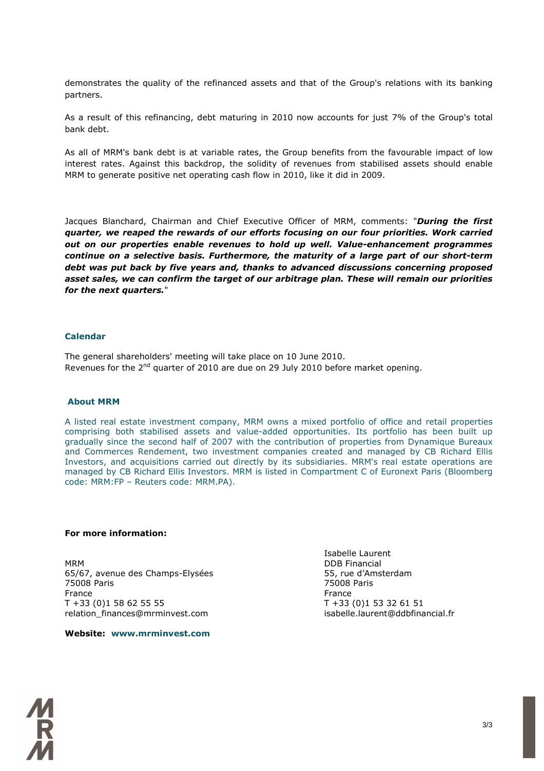demonstrates the quality of the refinanced assets and that of the Group's relations with its banking partners.

As a result of this refinancing, debt maturing in 2010 now accounts for just 7% of the Group's total bank debt.

As all of MRM's bank debt is at variable rates, the Group benefits from the favourable impact of low interest rates. Against this backdrop, the solidity of revenues from stabilised assets should enable MRM to generate positive net operating cash flow in 2010, like it did in 2009.

Jacques Blanchard, Chairman and Chief Executive Officer of MRM, comments: "***During the first quarter, we reaped the rewards of our efforts focusing on our four priorities. Work carried out on our properties enable revenues to hold up well. Value-enhancement programmes continue on a selective basis. Furthermore, the maturity of a large part of our short-term debt was put back by five years and, thanks to advanced discussions concerning proposed asset sales, we can confirm the target of our arbitrage plan. These will remain our priorities for the next quarters.***"

## Calendar

The general shareholders' meeting will take place on 10 June 2010.
Revenues for the 2nd quarter of 2010 are due on 29 July 2010 before market opening.

## About MRM

A listed real estate investment company, MRM owns a mixed portfolio of office and retail properties comprising both stabilised assets and value-added opportunities. Its portfolio has been built up gradually since the second half of 2007 with the contribution of properties from Dynamique Bureaux and Commerces Rendement, two investment companies created and managed by CB Richard Ellis Investors, and acquisitions carried out directly by its subsidiaries. MRM's real estate operations are managed by CB Richard Ellis Investors. MRM is listed in Compartment C of Euronext Paris (Bloomberg code: MRM:FP – Reuters code: MRM.PA).

**For more information:**

MRM
65/67, avenue des Champs-Elysées
75008 Paris
France
T +33 (0)1 58 62 55 55
relation_finances@mrminvest.com

Isabelle Laurent
DDB Financial
55, rue d'Amsterdam
75008 Paris
France
T +33 (0)1 53 32 61 51
isabelle.laurent@ddbfinancial.fr

**Website: www.mrminvest.com**